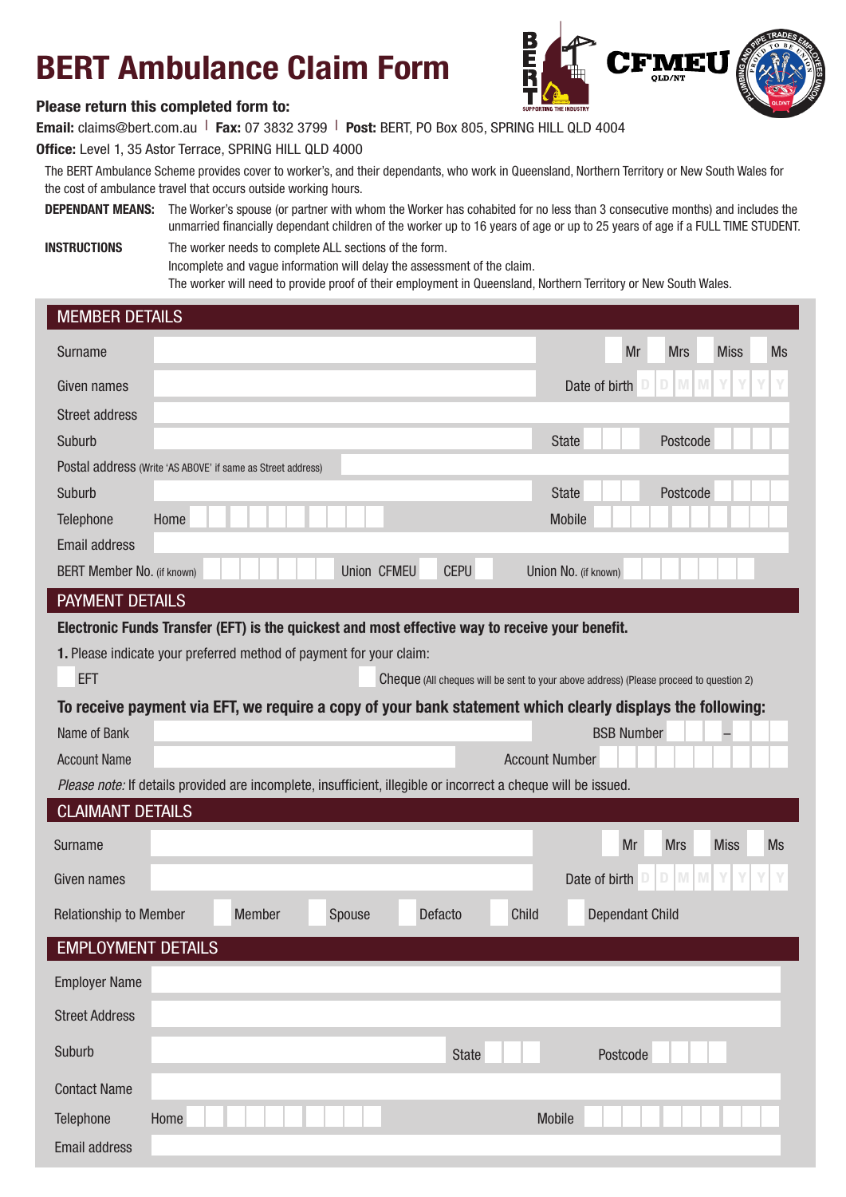# BERT Ambulance Claim Form

**Please return this completed form to:**

**Email:** claims@bert.com.au | **Fax:** 07 3832 3799 | **Post:** BERT, PO Box 805, SPRING HILL QLD 4004

**Office:** Level 1, 35 Astor Terrace, SPRING HILL QLD 4000

The BERT Ambulance Scheme provides cover to worker's, and their dependants, who work in Queensland, Northern Territory or New South Wales for the cost of ambulance travel that occurs outside working hours.

**DEPENDANT MEANS:** The Worker's spouse (or partner with whom the Worker has cohabited for no less than 3 consecutive months) and includes the unmarried financially dependant children of the worker up to 16 years of age or up to 25 years of age if a FULL TIME STUDENT.

**INSTRUCTIONS** The worker needs to complete ALL sections of the form.
Incomplete and vague information will delay the assessment of the claim.
The worker will need to provide proof of their employment in Queensland, Northern Territory or New South Wales.

## MEMBER DETAILS

Surname ______ Mr Mrs Miss Ms

Given names ______ Date of birth D D M M Y Y Y Y

Street address ______

Suburb ______ State ______ Postcode ______

Postal address (Write 'AS ABOVE' if same as Street address) ______

Suburb ______ State ______ Postcode ______

Telephone Home ______ Mobile ______

Email address ______

BERT Member No. (if known) ______ Union CFMEU CEPU Union No. (if known) ______

## PAYMENT DETAILS

**Electronic Funds Transfer (EFT) is the quickest and most effective way to receive your benefit.**

**1.** Please indicate your preferred method of payment for your claim:

EFT

Cheque (All cheques will be sent to your above address) (Please proceed to question 2)

**To receive payment via EFT, we require a copy of your bank statement which clearly displays the following:**

Name of Bank ______ BSB Number ______ – ______

Account Name ______ Account Number ______

*Please note:* If details provided are incomplete, insufficient, illegible or incorrect a cheque will be issued.

## CLAIMANT DETAILS

Surname ______ Mr Mrs Miss Ms

Given names ______ Date of birth D D M M Y Y Y Y

Relationship to Member Member Spouse Defacto Child Dependant Child

## EMPLOYMENT DETAILS

Employer Name ______

Street Address ______

Suburb ______ State ______ Postcode ______

Contact Name ______

Telephone Home ______ Mobile ______

Email address ______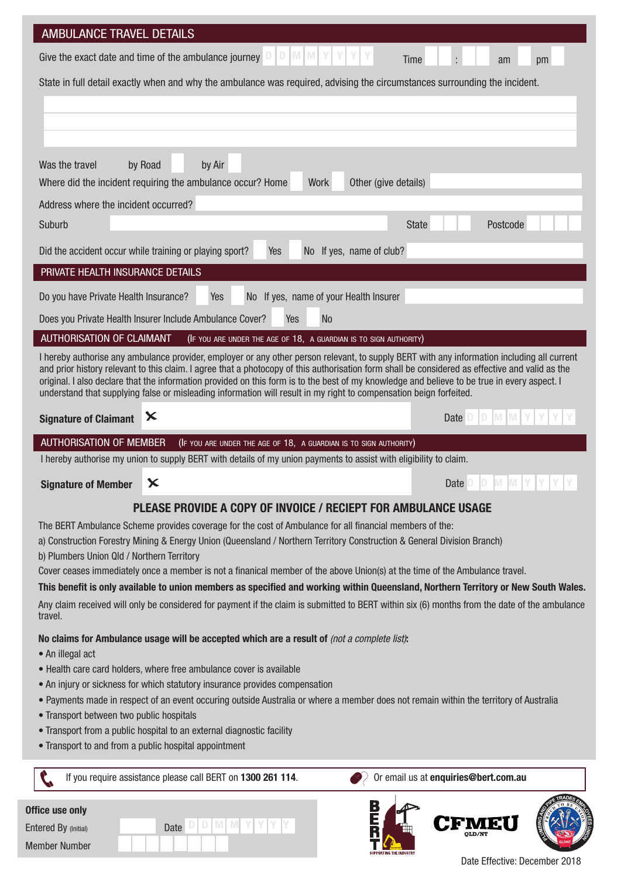## AMBULANCE TRAVEL DETAILS

Give the exact date and time of the ambulance journey D D M M Y Y Y Y Time : am pm

State in full detail exactly when and why the ambulance was required, advising the circumstances surrounding the incident.

Was the travel by Road by Air

Where did the incident requiring the ambulance occur? Home Work Other (give details)

Address where the incident occurred?

Suburb State Postcode

Did the accident occur while training or playing sport? Yes No If yes, name of club?

## PRIVATE HEALTH INSURANCE DETAILS

Do you have Private Health Insurance? Yes No If yes, name of your Health Insurer

Does you Private Health Insurer Include Ambulance Cover? Yes No

## AUTHORISATION OF CLAIMANT (If you are under the age of 18, a guardian is to sign authority)

I hereby authorise any ambulance provider, employer or any other person relevant, to supply BERT with any information including all current and prior history relevant to this claim. I agree that a photocopy of this authorisation form shall be considered as effective and valid as the original. I also declare that the information provided on this form is to the best of my knowledge and believe to be true in every aspect. I understand that supplying false or misleading information will result in my right to compensation beign forfeited.

**Signature of Claimant** ✕ Date D D M M Y Y Y Y

## AUTHORISATION OF MEMBER (If you are under the age of 18, a guardian is to sign authority)

I hereby authorise my union to supply BERT with details of my union payments to assist with eligibility to claim.

**Signature of Member** ✕ Date D D M M Y Y Y Y

### PLEASE PROVIDE A COPY OF INVOICE / RECIEPT FOR AMBULANCE USAGE

The BERT Ambulance Scheme provides coverage for the cost of Ambulance for all financial members of the:

a) Construction Forestry Mining & Energy Union (Queensland / Northern Territory Construction & General Division Branch)

b) Plumbers Union Qld / Northern Territory

Cover ceases immediately once a member is not a finanical member of the above Union(s) at the time of the Ambulance travel.

**This benefit is only available to union members as specified and working within Queensland, Northern Territory or New South Wales.**

Any claim received will only be considered for payment if the claim is submitted to BERT within six (6) months from the date of the ambulance travel.

**No claims for Ambulance usage will be accepted which are a result of** *(not a complete list)***:**

- An illegal act
- Health care card holders, where free ambulance cover is available
- An injury or sickness for which statutory insurance provides compensation
- Payments made in respect of an event occuring outside Australia or where a member does not remain within the territory of Australia
- Transport between two public hospitals
- Transport from a public hospital to an external diagnostic facility
- Transport to and from a public hospital appointment

If you require assistance please call BERT on **1300 261 114**. Or email us at **enquiries@bert.com.au**

**Office use only**

Entered By (Initial) Date D D M M Y Y Y Y

Member Number

BERT SUPPORTING THE INDUSTRY

CFMEU QLD/NT

PLUMBING AND PIPE TRADES EMPLOYEES UNION PROUD TO BE UNION QLD/NT

Date Effective: December 2018